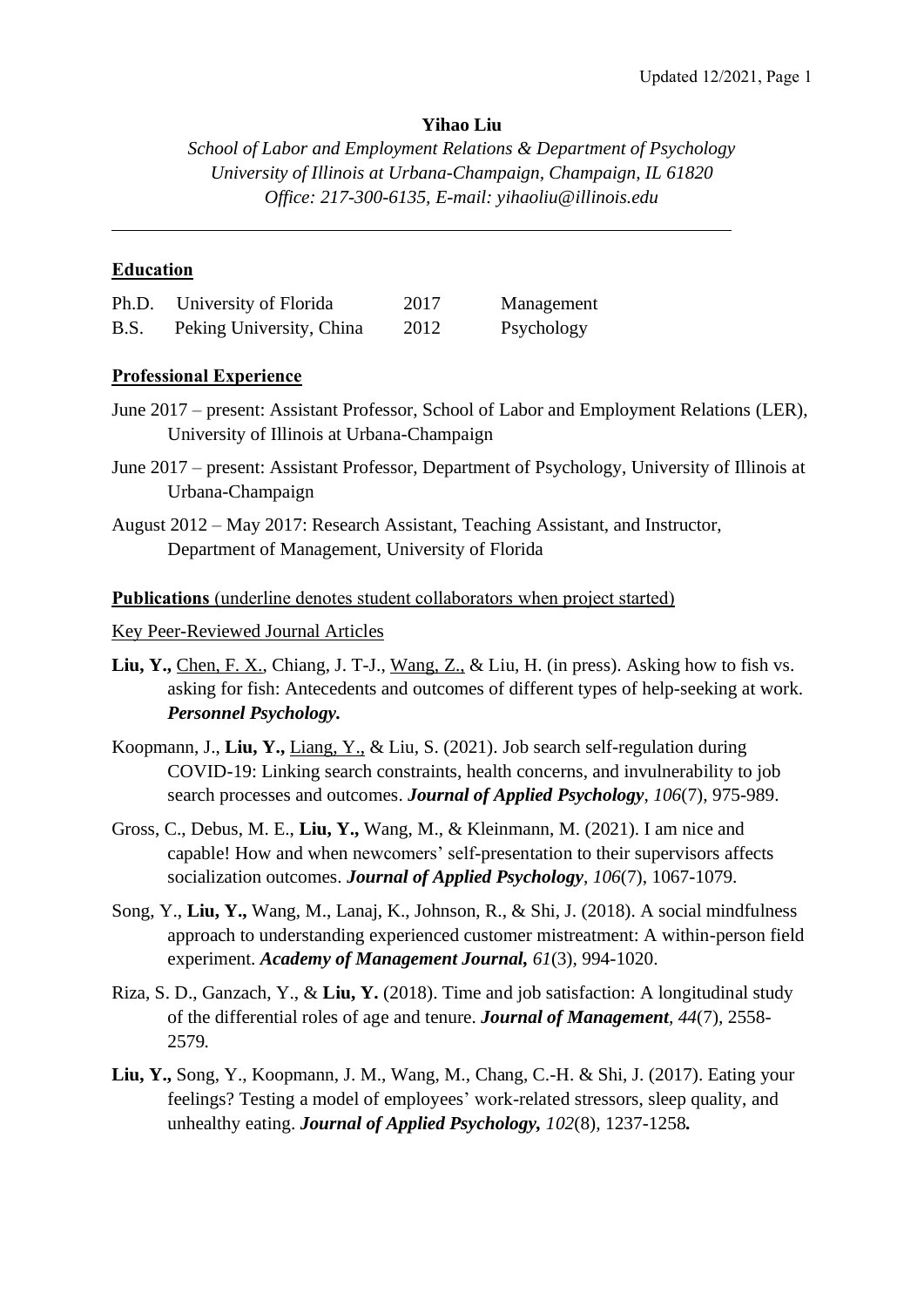# Yihao Liu

*School of Labor and Employment Relations & Department of Psychology*
*University of Illinois at Urbana-Champaign, Champaign, IL 61820*
*Office: 217-300-6135, E-mail: yihaoliu@illinois.edu*

---

## Education

| | | | |
|---|---|---|---|
| Ph.D. | University of Florida | 2017 | Management |
| B.S. | Peking University, China | 2012 | Psychology |

## Professional Experience

June 2017 – present: Assistant Professor, School of Labor and Employment Relations (LER), University of Illinois at Urbana-Champaign

June 2017 – present: Assistant Professor, Department of Psychology, University of Illinois at Urbana-Champaign

August 2012 – May 2017: Research Assistant, Teaching Assistant, and Instructor, Department of Management, University of Florida

## Publications (underline denotes student collaborators when project started)

### Key Peer-Reviewed Journal Articles

**Liu, Y.,** <u>Chen, F. X.</u>, Chiang, J. T-J., <u>Wang, Z.</u>, & Liu, H. (in press). Asking how to fish vs. asking for fish: Antecedents and outcomes of different types of help-seeking at work. ***Personnel Psychology.***

Koopmann, J., **Liu, Y.,** <u>Liang, Y.</u>, & Liu, S. (2021). Job search self-regulation during COVID-19: Linking search constraints, health concerns, and invulnerability to job search processes and outcomes. ***Journal of Applied Psychology***, *106*(7), 975-989.

Gross, C., Debus, M. E., **Liu, Y.,** Wang, M., & Kleinmann, M. (2021). I am nice and capable! How and when newcomers' self-presentation to their supervisors affects socialization outcomes. ***Journal of Applied Psychology***, *106*(7), 1067-1079.

Song, Y., **Liu, Y.,** Wang, M., Lanaj, K., Johnson, R., & Shi, J. (2018). A social mindfulness approach to understanding experienced customer mistreatment: A within-person field experiment. ***Academy of Management Journal,*** *61*(3), 994-1020.

Riza, S. D., Ganzach, Y., & **Liu, Y.** (2018). Time and job satisfaction: A longitudinal study of the differential roles of age and tenure. ***Journal of Management***, *44*(7), 2558-2579.

**Liu, Y.,** Song, Y., Koopmann, J. M., Wang, M., Chang, C.-H. & Shi, J. (2017). Eating your feelings? Testing a model of employees' work-related stressors, sleep quality, and unhealthy eating. ***Journal of Applied Psychology,*** *102*(8), 1237-1258**.**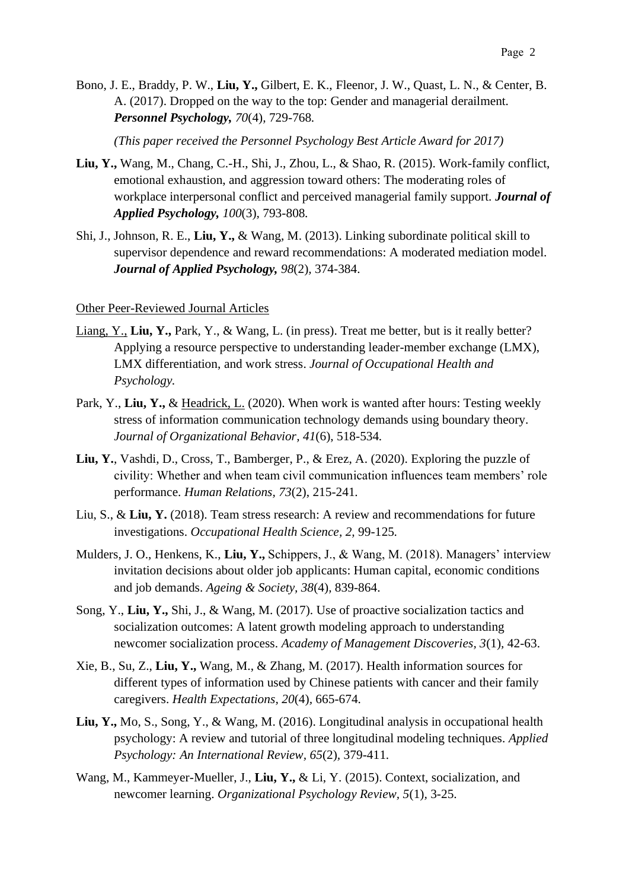Bono, J. E., Braddy, P. W., **Liu, Y.,** Gilbert, E. K., Fleenor, J. W., Quast, L. N., & Center, B. A. (2017). Dropped on the way to the top: Gender and managerial derailment. ***Personnel Psychology, 70***(4), 729-768.

*(This paper received the Personnel Psychology Best Article Award for 2017)*

**Liu, Y.,** Wang, M., Chang, C.-H., Shi, J., Zhou, L., & Shao, R. (2015). Work-family conflict, emotional exhaustion, and aggression toward others: The moderating roles of workplace interpersonal conflict and perceived managerial family support. ***Journal of Applied Psychology, 100***(3), 793-808.

Shi, J., Johnson, R. E., **Liu, Y.,** & Wang, M. (2013). Linking subordinate political skill to supervisor dependence and reward recommendations: A moderated mediation model. ***Journal of Applied Psychology, 98***(2), 374-384.

<u>Other Peer-Reviewed Journal Articles</u>

<u>Liang, Y.,</u> **Liu, Y.,** Park, Y., & Wang, L. (in press). Treat me better, but is it really better? Applying a resource perspective to understanding leader-member exchange (LMX), LMX differentiation, and work stress. *Journal of Occupational Health and Psychology.*

Park, Y., **Liu, Y.,** & <u>Headrick, L.</u> (2020). When work is wanted after hours: Testing weekly stress of information communication technology demands using boundary theory. *Journal of Organizational Behavior*, *41*(6), 518-534.

**Liu, Y.**, Vashdi, D., Cross, T., Bamberger, P., & Erez, A. (2020). Exploring the puzzle of civility: Whether and when team civil communication influences team members' role performance. *Human Relations*, *73*(2), 215-241.

Liu, S., & **Liu, Y.** (2018). Team stress research: A review and recommendations for future investigations. *Occupational Health Science, 2,* 99-125.

Mulders, J. O., Henkens, K., **Liu, Y.,** Schippers, J., & Wang, M. (2018). Managers' interview invitation decisions about older job applicants: Human capital, economic conditions and job demands. *Ageing & Society*, *38*(4), 839-864.

Song, Y., **Liu, Y.,** Shi, J., & Wang, M. (2017). Use of proactive socialization tactics and socialization outcomes: A latent growth modeling approach to understanding newcomer socialization process. *Academy of Management Discoveries*, *3*(1), 42-63.

Xie, B., Su, Z., **Liu, Y.,** Wang, M., & Zhang, M. (2017). Health information sources for different types of information used by Chinese patients with cancer and their family caregivers. *Health Expectations*, *20*(4), 665-674.

**Liu, Y.,** Mo, S., Song, Y., & Wang, M. (2016). Longitudinal analysis in occupational health psychology: A review and tutorial of three longitudinal modeling techniques. *Applied Psychology: An International Review*, *65*(2), 379-411.

Wang, M., Kammeyer-Mueller, J., **Liu, Y.,** & Li, Y. (2015). Context, socialization, and newcomer learning. *Organizational Psychology Review*, *5*(1), 3-25.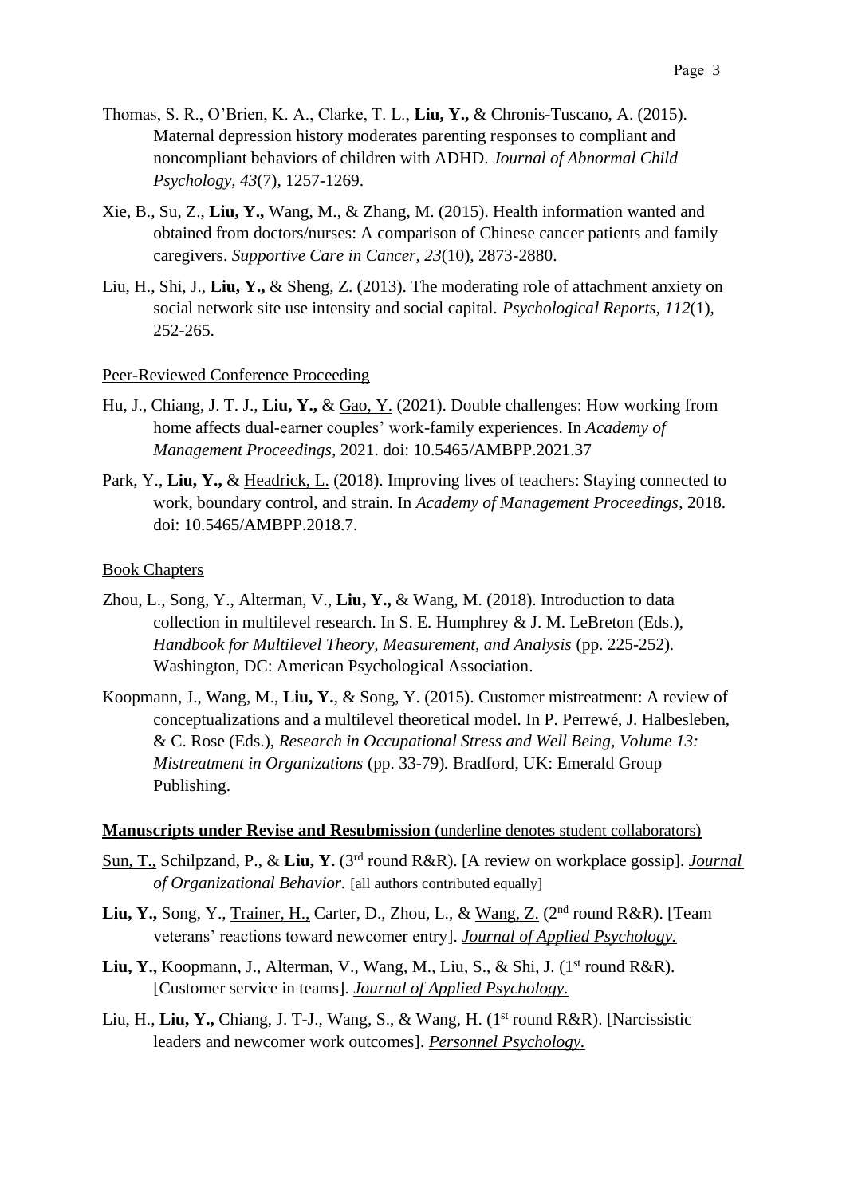Thomas, S. R., O'Brien, K. A., Clarke, T. L., **Liu, Y.,** & Chronis-Tuscano, A. (2015). Maternal depression history moderates parenting responses to compliant and noncompliant behaviors of children with ADHD. *Journal of Abnormal Child Psychology, 43*(7), 1257-1269.

Xie, B., Su, Z., **Liu, Y.,** Wang, M., & Zhang, M. (2015). Health information wanted and obtained from doctors/nurses: A comparison of Chinese cancer patients and family caregivers. *Supportive Care in Cancer, 23*(10), 2873-2880.

Liu, H., Shi, J., **Liu, Y.,** & Sheng, Z. (2013). The moderating role of attachment anxiety on social network site use intensity and social capital. *Psychological Reports, 112*(1), 252-265.

<u>Peer-Reviewed Conference Proceeding</u>

Hu, J., Chiang, J. T. J., **Liu, Y.,** & <u>Gao, Y.</u> (2021). Double challenges: How working from home affects dual-earner couples' work-family experiences. In *Academy of Management Proceedings*, 2021. doi: 10.5465/AMBPP.2021.37

Park, Y., **Liu, Y.,** & <u>Headrick, L.</u> (2018). Improving lives of teachers: Staying connected to work, boundary control, and strain. In *Academy of Management Proceedings*, 2018. doi: 10.5465/AMBPP.2018.7.

<u>Book Chapters</u>

Zhou, L., Song, Y., Alterman, V., **Liu, Y.,** & Wang, M. (2018). Introduction to data collection in multilevel research. In S. E. Humphrey & J. M. LeBreton (Eds.), *Handbook for Multilevel Theory, Measurement, and Analysis* (pp. 225-252). Washington, DC: American Psychological Association.

Koopmann, J., Wang, M., **Liu, Y.**, & Song, Y. (2015). Customer mistreatment: A review of conceptualizations and a multilevel theoretical model. In P. Perrewé, J. Halbesleben, & C. Rose (Eds.), *Research in Occupational Stress and Well Being, Volume 13: Mistreatment in Organizations* (pp. 33-79). Bradford, UK: Emerald Group Publishing.

<u>**Manuscripts under Revise and Resubmission**</u> <u>(underline denotes student collaborators)</u>

<u>Sun, T.,</u> Schilpzand, P., & **Liu, Y.** (3rd round R&R). [A review on workplace gossip]. <u>*Journal of Organizational Behavior.*</u> [all authors contributed equally]

**Liu, Y.,** Song, Y., <u>Trainer, H.,</u> Carter, D., Zhou, L., & <u>Wang, Z.</u> (2nd round R&R). [Team veterans' reactions toward newcomer entry]. <u>*Journal of Applied Psychology.*</u>

**Liu, Y.,** Koopmann, J., Alterman, V., Wang, M., Liu, S., & Shi, J. (1st round R&R). [Customer service in teams]. <u>*Journal of Applied Psychology*</u>.

Liu, H., **Liu, Y.,** Chiang, J. T-J., Wang, S., & Wang, H. (1st round R&R). [Narcissistic leaders and newcomer work outcomes]. <u>*Personnel Psychology.*</u>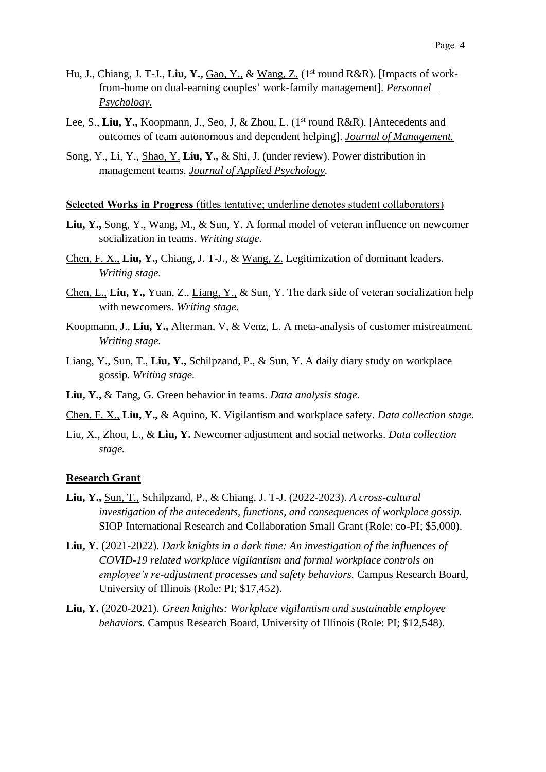Hu, J., Chiang, J. T-J., **Liu, Y.,** <u>Gao, Y.,</u> & <u>Wang, Z.</u> (1st round R&R). [Impacts of work-from-home on dual-earning couples' work-family management]. ***<u>Personnel Psychology.</u>***

<u>Lee, S.</u>, **Liu, Y.,** Koopmann, J., <u>Seo, J,</u> & Zhou, L. (1st round R&R). [Antecedents and outcomes of team autonomous and dependent helping]. ***<u>Journal of Management.</u>***

Song, Y., Li, Y., <u>Shao, Y,</u> **Liu, Y.,** & Shi, J. (under review). Power distribution in management teams. ***<u>Journal of Applied Psychology</u>***.

<u>**Selected Works in Progress** (titles tentative; underline denotes student collaborators)</u>

**Liu, Y.,** Song, Y., Wang, M., & Sun, Y. A formal model of veteran influence on newcomer socialization in teams. *Writing stage.*

<u>Chen, F. X.,</u> **Liu, Y.,** Chiang, J. T-J., & <u>Wang, Z.</u> Legitimization of dominant leaders. *Writing stage.*

<u>Chen, L.,</u> **Liu, Y.,** Yuan, Z., <u>Liang, Y.,</u> & Sun, Y. The dark side of veteran socialization help with newcomers. *Writing stage.*

Koopmann, J., **Liu, Y.,** Alterman, V, & Venz, L. A meta-analysis of customer mistreatment. *Writing stage.*

<u>Liang, Y.,</u> <u>Sun, T.,</u> **Liu, Y.,** Schilpzand, P., & Sun, Y. A daily diary study on workplace gossip. *Writing stage.*

**Liu, Y.,** & Tang, G. Green behavior in teams. *Data analysis stage.*

<u>Chen, F. X.,</u> **Liu, Y.,** & Aquino, K. Vigilantism and workplace safety. *Data collection stage.*

<u>Liu, X.,</u> Zhou, L., & **Liu, Y.** Newcomer adjustment and social networks. *Data collection stage.*

<u>**Research Grant**</u>

**Liu, Y.,** <u>Sun, T.,</u> Schilpzand, P., & Chiang, J. T-J. (2022-2023). *A cross-cultural investigation of the antecedents, functions, and consequences of workplace gossip.* SIOP International Research and Collaboration Small Grant (Role: co-PI; $5,000).

**Liu, Y.** (2021-2022). *Dark knights in a dark time: An investigation of the influences of COVID-19 related workplace vigilantism and formal workplace controls on employee's re-adjustment processes and safety behaviors.* Campus Research Board, University of Illinois (Role: PI; $17,452).

**Liu, Y.** (2020-2021). *Green knights: Workplace vigilantism and sustainable employee behaviors.* Campus Research Board, University of Illinois (Role: PI; $12,548).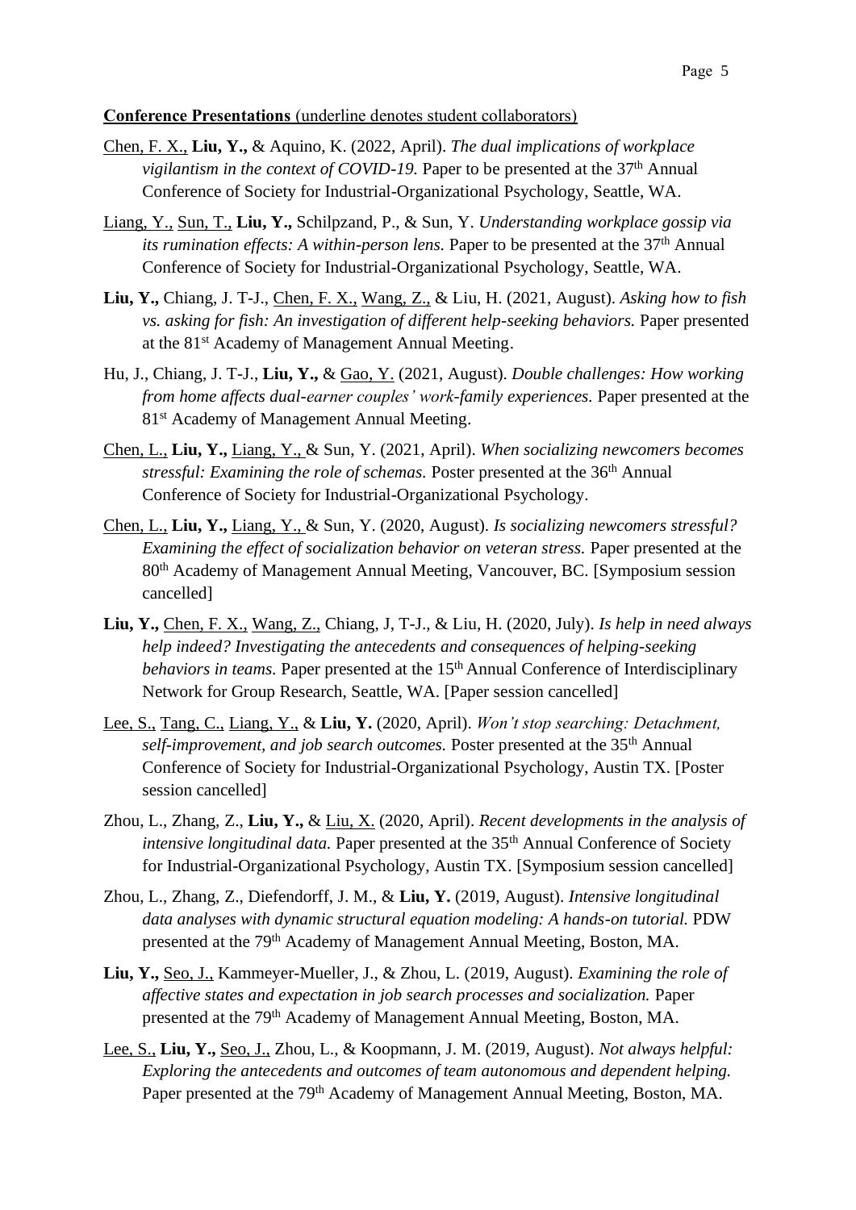**Conference Presentations** (underline denotes student collaborators)

<u>Chen, F. X.,</u> **Liu, Y.,** & Aquino, K. (2022, April). *The dual implications of workplace vigilantism in the context of COVID-19.* Paper to be presented at the 37th Annual Conference of Society for Industrial-Organizational Psychology, Seattle, WA.

<u>Liang, Y.,</u> <u>Sun, T.,</u> **Liu, Y.,** Schilpzand, P., & Sun, Y. *Understanding workplace gossip via its rumination effects: A within-person lens.* Paper to be presented at the 37th Annual Conference of Society for Industrial-Organizational Psychology, Seattle, WA.

**Liu, Y.,** Chiang, J. T-J., <u>Chen, F. X.,</u> <u>Wang, Z.,</u> & Liu, H. (2021, August). *Asking how to fish vs. asking for fish: An investigation of different help-seeking behaviors.* Paper presented at the 81st Academy of Management Annual Meeting.

Hu, J., Chiang, J. T-J., **Liu, Y.,** & <u>Gao, Y.</u> (2021, August). *Double challenges: How working from home affects dual-earner couples' work-family experiences.* Paper presented at the 81st Academy of Management Annual Meeting.

<u>Chen, L.,</u> **Liu, Y.,** <u>Liang, Y.,</u> & Sun, Y. (2021, April). *When socializing newcomers becomes stressful: Examining the role of schemas.* Poster presented at the 36th Annual Conference of Society for Industrial-Organizational Psychology.

<u>Chen, L.,</u> **Liu, Y.,** <u>Liang, Y.,</u> & Sun, Y. (2020, August). *Is socializing newcomers stressful? Examining the effect of socialization behavior on veteran stress.* Paper presented at the 80th Academy of Management Annual Meeting, Vancouver, BC. [Symposium session cancelled]

**Liu, Y.,** <u>Chen, F. X.,</u> <u>Wang, Z.,</u> Chiang, J, T-J., & Liu, H. (2020, July). *Is help in need always help indeed? Investigating the antecedents and consequences of helping-seeking behaviors in teams.* Paper presented at the 15th Annual Conference of Interdisciplinary Network for Group Research, Seattle, WA. [Paper session cancelled]

<u>Lee, S.,</u> <u>Tang, C.,</u> <u>Liang, Y.,</u> & **Liu, Y.** (2020, April). *Won't stop searching: Detachment, self-improvement, and job search outcomes.* Poster presented at the 35th Annual Conference of Society for Industrial-Organizational Psychology, Austin TX. [Poster session cancelled]

Zhou, L., Zhang, Z., **Liu, Y.,** & <u>Liu, X.</u> (2020, April). *Recent developments in the analysis of intensive longitudinal data.* Paper presented at the 35th Annual Conference of Society for Industrial-Organizational Psychology, Austin TX. [Symposium session cancelled]

Zhou, L., Zhang, Z., Diefendorff, J. M., & **Liu, Y.** (2019, August). *Intensive longitudinal data analyses with dynamic structural equation modeling: A hands-on tutorial.* PDW presented at the 79th Academy of Management Annual Meeting, Boston, MA.

**Liu, Y.,** <u>Seo, J.,</u> Kammeyer-Mueller, J., & Zhou, L. (2019, August). *Examining the role of affective states and expectation in job search processes and socialization.* Paper presented at the 79th Academy of Management Annual Meeting, Boston, MA.

<u>Lee, S.,</u> **Liu, Y.,** <u>Seo, J.,</u> Zhou, L., & Koopmann, J. M. (2019, August). *Not always helpful: Exploring the antecedents and outcomes of team autonomous and dependent helping.* Paper presented at the 79th Academy of Management Annual Meeting, Boston, MA.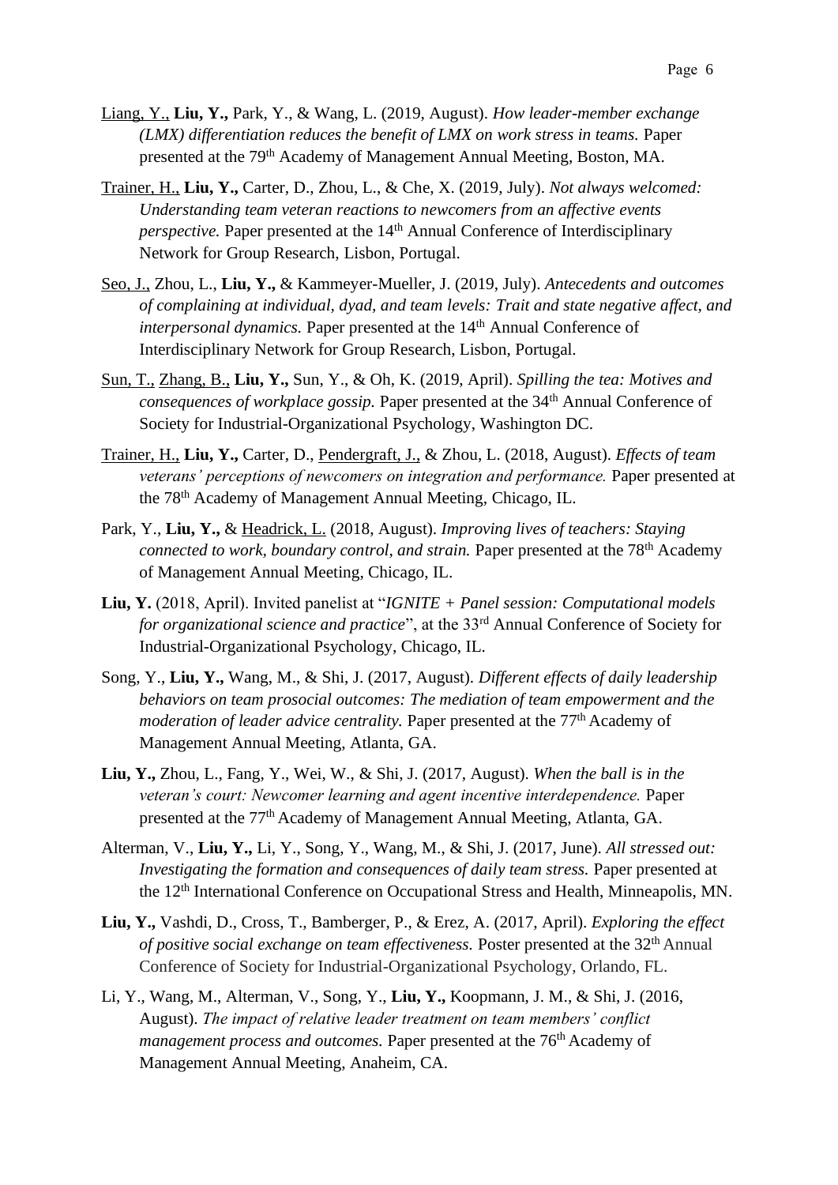<u>Liang, Y.,</u> **Liu, Y.,** Park, Y., & Wang, L. (2019, August). *How leader-member exchange (LMX) differentiation reduces the benefit of LMX on work stress in teams.* Paper presented at the 79th Academy of Management Annual Meeting, Boston, MA.

<u>Trainer, H.,</u> **Liu, Y.,** Carter, D., Zhou, L., & Che, X. (2019, July). *Not always welcomed: Understanding team veteran reactions to newcomers from an affective events perspective.* Paper presented at the 14th Annual Conference of Interdisciplinary Network for Group Research, Lisbon, Portugal.

<u>Seo, J.,</u> Zhou, L., **Liu, Y.,** & Kammeyer-Mueller, J. (2019, July). *Antecedents and outcomes of complaining at individual, dyad, and team levels: Trait and state negative affect, and interpersonal dynamics.* Paper presented at the 14th Annual Conference of Interdisciplinary Network for Group Research, Lisbon, Portugal.

<u>Sun, T.,</u> <u>Zhang, B.,</u> **Liu, Y.,** Sun, Y., & Oh, K. (2019, April). *Spilling the tea: Motives and consequences of workplace gossip.* Paper presented at the 34th Annual Conference of Society for Industrial-Organizational Psychology, Washington DC.

<u>Trainer, H.,</u> **Liu, Y.,** Carter, D., <u>Pendergraft, J.,</u> & Zhou, L. (2018, August). *Effects of team veterans' perceptions of newcomers on integration and performance.* Paper presented at the 78th Academy of Management Annual Meeting, Chicago, IL.

Park, Y., **Liu, Y.,** & <u>Headrick, L.</u> (2018, August). *Improving lives of teachers: Staying connected to work, boundary control, and strain.* Paper presented at the 78th Academy of Management Annual Meeting, Chicago, IL.

**Liu, Y.** (2018, April). Invited panelist at "*IGNITE + Panel session: Computational models for organizational science and practice*", at the 33rd Annual Conference of Society for Industrial-Organizational Psychology, Chicago, IL.

Song, Y., **Liu, Y.,** Wang, M., & Shi, J. (2017, August). *Different effects of daily leadership behaviors on team prosocial outcomes: The mediation of team empowerment and the moderation of leader advice centrality.* Paper presented at the 77th Academy of Management Annual Meeting, Atlanta, GA.

**Liu, Y.,** Zhou, L., Fang, Y., Wei, W., & Shi, J. (2017, August). *When the ball is in the veteran's court: Newcomer learning and agent incentive interdependence.* Paper presented at the 77th Academy of Management Annual Meeting, Atlanta, GA.

Alterman, V., **Liu, Y.,** Li, Y., Song, Y., Wang, M., & Shi, J. (2017, June). *All stressed out: Investigating the formation and consequences of daily team stress.* Paper presented at the 12th International Conference on Occupational Stress and Health, Minneapolis, MN.

**Liu, Y.,** Vashdi, D., Cross, T., Bamberger, P., & Erez, A. (2017, April). *Exploring the effect of positive social exchange on team effectiveness.* Poster presented at the 32th Annual Conference of Society for Industrial-Organizational Psychology, Orlando, FL.

Li, Y., Wang, M., Alterman, V., Song, Y., **Liu, Y.,** Koopmann, J. M., & Shi, J. (2016, August). *The impact of relative leader treatment on team members' conflict management process and outcomes.* Paper presented at the 76th Academy of Management Annual Meeting, Anaheim, CA.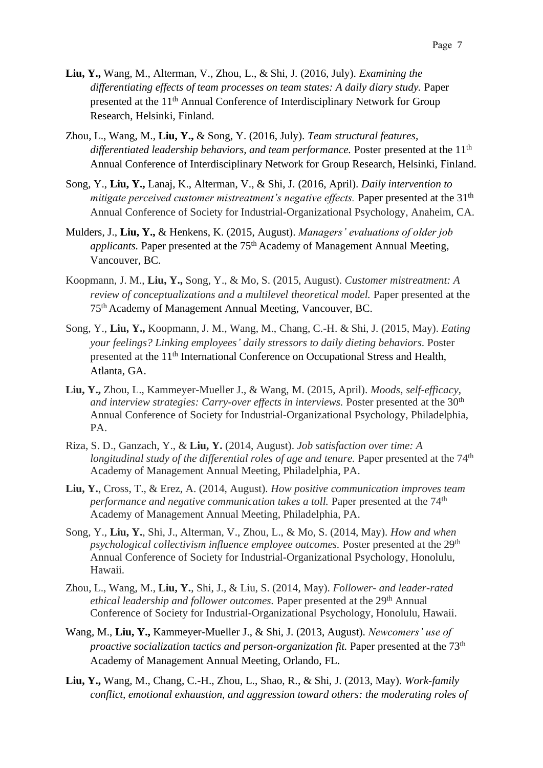**Liu, Y.,** Wang, M., Alterman, V., Zhou, L., & Shi, J. (2016, July). *Examining the differentiating effects of team processes on team states: A daily diary study.* Paper presented at the 11th Annual Conference of Interdisciplinary Network for Group Research, Helsinki, Finland.

Zhou, L., Wang, M., **Liu, Y.,** & Song, Y. (2016, July). *Team structural features, differentiated leadership behaviors, and team performance.* Poster presented at the 11th Annual Conference of Interdisciplinary Network for Group Research, Helsinki, Finland.

Song, Y., **Liu, Y.,** Lanaj, K., Alterman, V., & Shi, J. (2016, April). *Daily intervention to mitigate perceived customer mistreatment's negative effects.* Paper presented at the 31st Annual Conference of Society for Industrial-Organizational Psychology, Anaheim, CA.

Mulders, J., **Liu, Y.,** & Henkens, K. (2015, August). *Managers' evaluations of older job applicants.* Paper presented at the 75th Academy of Management Annual Meeting, Vancouver, BC.

Koopmann, J. M., **Liu, Y.,** Song, Y., & Mo, S. (2015, August). *Customer mistreatment: A review of conceptualizations and a multilevel theoretical model.* Paper presented at the 75th Academy of Management Annual Meeting, Vancouver, BC.

Song, Y., **Liu, Y.,** Koopmann, J. M., Wang, M., Chang, C.-H. & Shi, J. (2015, May). *Eating your feelings? Linking employees' daily stressors to daily dieting behaviors.* Poster presented at the 11th International Conference on Occupational Stress and Health, Atlanta, GA.

**Liu, Y.,** Zhou, L., Kammeyer-Mueller J., & Wang, M. (2015, April). *Moods, self-efficacy, and interview strategies: Carry-over effects in interviews.* Poster presented at the 30th Annual Conference of Society for Industrial-Organizational Psychology, Philadelphia, PA.

Riza, S. D., Ganzach, Y., & **Liu, Y.** (2014, August). *Job satisfaction over time: A longitudinal study of the differential roles of age and tenure.* Paper presented at the 74th Academy of Management Annual Meeting, Philadelphia, PA.

**Liu, Y.**, Cross, T., & Erez, A. (2014, August). *How positive communication improves team performance and negative communication takes a toll.* Paper presented at the 74th Academy of Management Annual Meeting, Philadelphia, PA.

Song, Y., **Liu, Y.**, Shi, J., Alterman, V., Zhou, L., & Mo, S. (2014, May). *How and when psychological collectivism influence employee outcomes.* Poster presented at the 29th Annual Conference of Society for Industrial-Organizational Psychology, Honolulu, Hawaii.

Zhou, L., Wang, M., **Liu, Y.**, Shi, J., & Liu, S. (2014, May). *Follower- and leader-rated ethical leadership and follower outcomes.* Paper presented at the 29th Annual Conference of Society for Industrial-Organizational Psychology, Honolulu, Hawaii.

Wang, M., **Liu, Y.,** Kammeyer-Mueller J., & Shi, J. (2013, August). *Newcomers' use of proactive socialization tactics and person-organization fit.* Paper presented at the 73th Academy of Management Annual Meeting, Orlando, FL.

**Liu, Y.,** Wang, M., Chang, C.-H., Zhou, L., Shao, R., & Shi, J. (2013, May). *Work-family conflict, emotional exhaustion, and aggression toward others: the moderating roles of*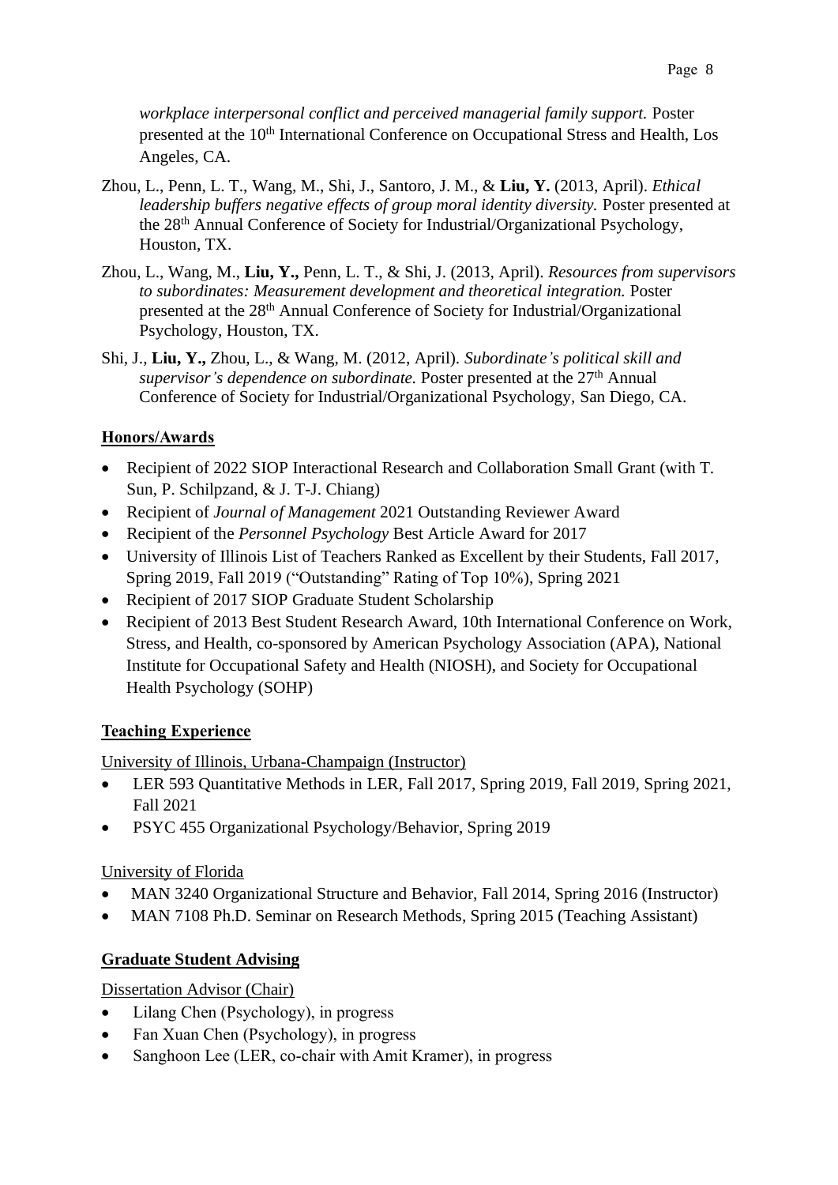*workplace interpersonal conflict and perceived managerial family support.* Poster presented at the 10th International Conference on Occupational Stress and Health, Los Angeles, CA.

Zhou, L., Penn, L. T., Wang, M., Shi, J., Santoro, J. M., & **Liu, Y.** (2013, April). *Ethical leadership buffers negative effects of group moral identity diversity.* Poster presented at the 28th Annual Conference of Society for Industrial/Organizational Psychology, Houston, TX.

Zhou, L., Wang, M., **Liu, Y.,** Penn, L. T., & Shi, J. (2013, April). *Resources from supervisors to subordinates: Measurement development and theoretical integration.* Poster presented at the 28th Annual Conference of Society for Industrial/Organizational Psychology, Houston, TX.

Shi, J., **Liu, Y.,** Zhou, L., & Wang, M. (2012, April). *Subordinate's political skill and supervisor's dependence on subordinate.* Poster presented at the 27th Annual Conference of Society for Industrial/Organizational Psychology, San Diego, CA.

## Honors/Awards

- Recipient of 2022 SIOP Interactional Research and Collaboration Small Grant (with T. Sun, P. Schilpzand, & J. T-J. Chiang)
- Recipient of *Journal of Management* 2021 Outstanding Reviewer Award
- Recipient of the *Personnel Psychology* Best Article Award for 2017
- University of Illinois List of Teachers Ranked as Excellent by their Students, Fall 2017, Spring 2019, Fall 2019 ("Outstanding" Rating of Top 10%), Spring 2021
- Recipient of 2017 SIOP Graduate Student Scholarship
- Recipient of 2013 Best Student Research Award, 10th International Conference on Work, Stress, and Health, co-sponsored by American Psychology Association (APA), National Institute for Occupational Safety and Health (NIOSH), and Society for Occupational Health Psychology (SOHP)

## Teaching Experience

University of Illinois, Urbana-Champaign (Instructor)

- LER 593 Quantitative Methods in LER, Fall 2017, Spring 2019, Fall 2019, Spring 2021, Fall 2021
- PSYC 455 Organizational Psychology/Behavior, Spring 2019

University of Florida

- MAN 3240 Organizational Structure and Behavior, Fall 2014, Spring 2016 (Instructor)
- MAN 7108 Ph.D. Seminar on Research Methods, Spring 2015 (Teaching Assistant)

## Graduate Student Advising

Dissertation Advisor (Chair)

- Lilang Chen (Psychology), in progress
- Fan Xuan Chen (Psychology), in progress
- Sanghoon Lee (LER, co-chair with Amit Kramer), in progress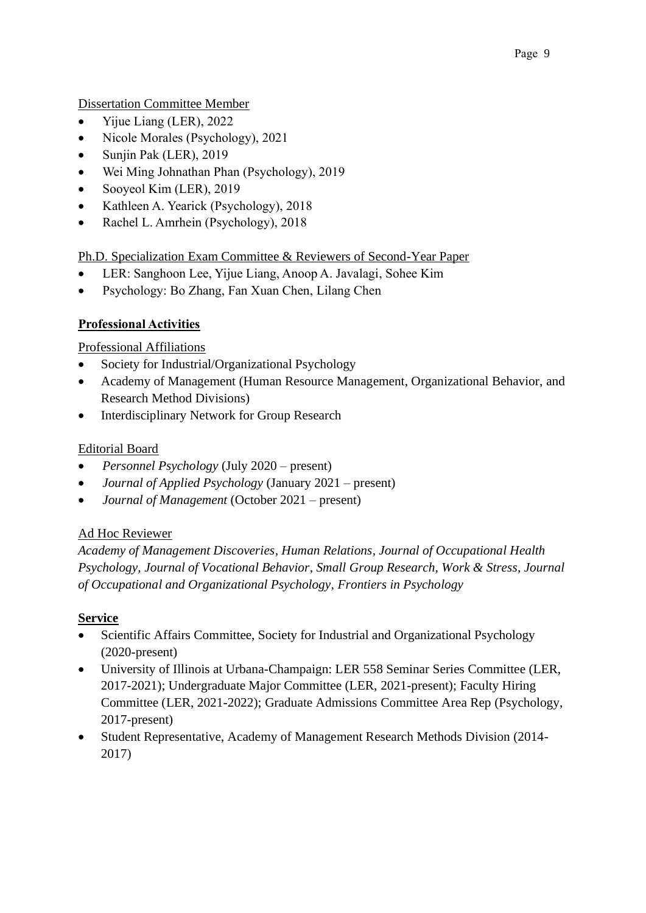Dissertation Committee Member

- Yijue Liang (LER), 2022
- Nicole Morales (Psychology), 2021
- Sunjin Pak (LER), 2019
- Wei Ming Johnathan Phan (Psychology), 2019
- Sooyeol Kim (LER), 2019
- Kathleen A. Yearick (Psychology), 2018
- Rachel L. Amrhein (Psychology), 2018

Ph.D. Specialization Exam Committee & Reviewers of Second-Year Paper

- LER: Sanghoon Lee, Yijue Liang, Anoop A. Javalagi, Sohee Kim
- Psychology: Bo Zhang, Fan Xuan Chen, Lilang Chen

## Professional Activities

Professional Affiliations

- Society for Industrial/Organizational Psychology
- Academy of Management (Human Resource Management, Organizational Behavior, and Research Method Divisions)
- Interdisciplinary Network for Group Research

Editorial Board

- *Personnel Psychology* (July 2020 – present)
- *Journal of Applied Psychology* (January 2021 – present)
- *Journal of Management* (October 2021 – present)

Ad Hoc Reviewer

*Academy of Management Discoveries, Human Relations, Journal of Occupational Health Psychology, Journal of Vocational Behavior, Small Group Research, Work & Stress, Journal of Occupational and Organizational Psychology, Frontiers in Psychology*

## Service

- Scientific Affairs Committee, Society for Industrial and Organizational Psychology (2020-present)
- University of Illinois at Urbana-Champaign: LER 558 Seminar Series Committee (LER, 2017-2021); Undergraduate Major Committee (LER, 2021-present); Faculty Hiring Committee (LER, 2021-2022); Graduate Admissions Committee Area Rep (Psychology, 2017-present)
- Student Representative, Academy of Management Research Methods Division (2014-2017)